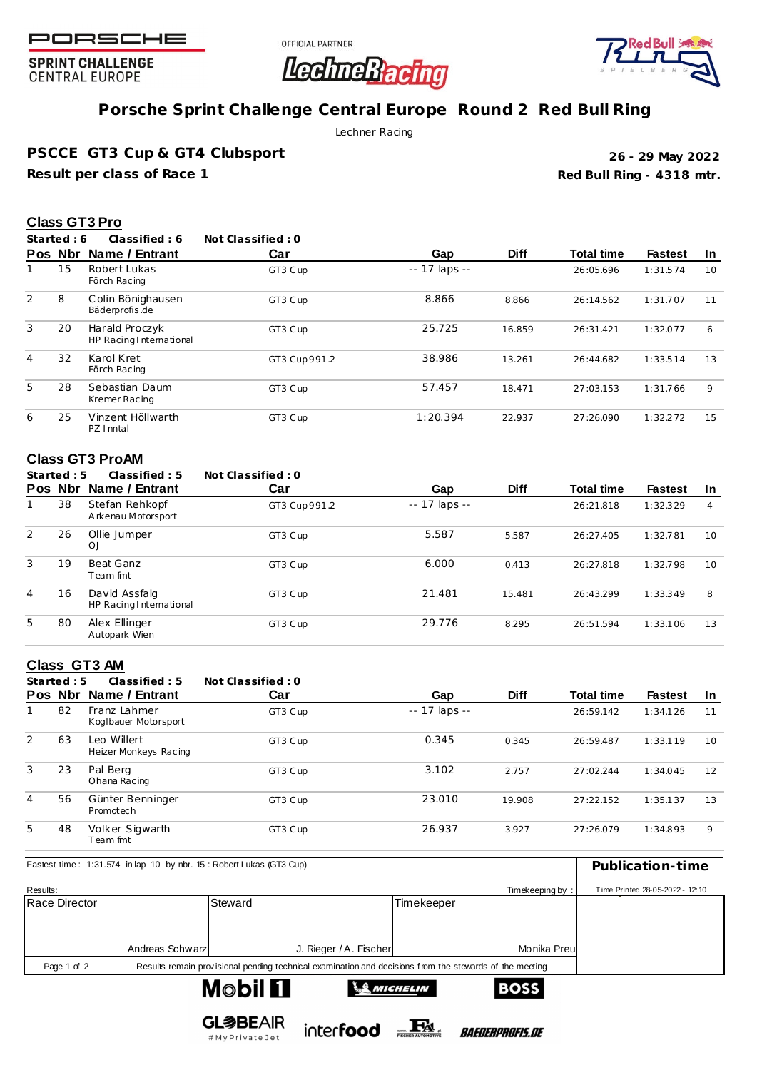PORSCHE SPRINT CHALLENGE CENTRAL EUROPE

OFFICIAL PARTNER LechneRracing

# Porsche Sprint Challenge Central Europe Round 2 Red Bull Ring

Lechner Racing

## PSCCE GT3 Cup & GT4 Clubsport

**26 - 29 May 2022**

**Result per class of Race 1**

**Red Bull Ring - 4318 mtr.**

### Class GT3 Pro

**Started : 6** **Classified : 6** **Not Classified : 0**

| Pos | Nbr | Name / Entrant | Car | Gap | Diff | Total time | Fastest | In |
|---|---|---|---|---|---|---|---|---|
| 1 | 15 | Robert Lukas<br>Förch Racing | GT3 Cup | -- 17 laps -- | | 26:05.696 | 1:31.574 | 10 |
| 2 | 8 | Colin Bönighausen<br>Bäderprofis.de | GT3 Cup | 8.866 | 8.866 | 26:14.562 | 1:31.707 | 11 |
| 3 | 20 | Harald Proczyk<br>HP Racing International | GT3 Cup | 25.725 | 16.859 | 26:31.421 | 1:32.077 | 6 |
| 4 | 32 | Karol Kret<br>Förch Racing | GT3 Cup 991.2 | 38.986 | 13.261 | 26:44.682 | 1:33.514 | 13 |
| 5 | 28 | Sebastian Daum<br>Kremer Racing | GT3 Cup | 57.457 | 18.471 | 27:03.153 | 1:31.766 | 9 |
| 6 | 25 | Vinzent Höllwarth<br>PZ Inntal | GT3 Cup | 1:20.394 | 22.937 | 27:26.090 | 1:32.272 | 15 |

### Class GT3 ProAM

**Started : 5** **Classified : 5** **Not Classified : 0**

| Pos | Nbr | Name / Entrant | Car | Gap | Diff | Total time | Fastest | In |
|---|---|---|---|---|---|---|---|---|
| 1 | 38 | Stefan Rehkopf<br>Arkenau Motorsport | GT3 Cup 991.2 | -- 17 laps -- | | 26:21.818 | 1:32.329 | 4 |
| 2 | 26 | Ollie Jumper<br>OJ | GT3 Cup | 5.587 | 5.587 | 26:27.405 | 1:32.781 | 10 |
| 3 | 19 | Beat Ganz<br>Team fmt | GT3 Cup | 6.000 | 0.413 | 26:27.818 | 1:32.798 | 10 |
| 4 | 16 | David Assfalg<br>HP Racing International | GT3 Cup | 21.481 | 15.481 | 26:43.299 | 1:33.349 | 8 |
| 5 | 80 | Alex Ellinger<br>Autopark Wien | GT3 Cup | 29.776 | 8.295 | 26:51.594 | 1:33.106 | 13 |

### Class GT3 AM

**Started : 5** **Classified : 5** **Not Classified : 0**

| Pos | Nbr | Name / Entrant | Car | Gap | Diff | Total time | Fastest | In |
|---|---|---|---|---|---|---|---|---|
| 1 | 82 | Franz Lahmer<br>Koglbauer Motorsport | GT3 Cup | -- 17 laps -- | | 26:59.142 | 1:34.126 | 11 |
| 2 | 63 | Leo Willert<br>Heizer Monkeys Racing | GT3 Cup | 0.345 | 0.345 | 26:59.487 | 1:33.119 | 10 |
| 3 | 23 | Pal Berg<br>Ohana Racing | GT3 Cup | 3.102 | 2.757 | 27:02.244 | 1:34.045 | 12 |
| 4 | 56 | Günter Benninger<br>Promotech | GT3 Cup | 23.010 | 19.908 | 27:22.152 | 1:35.137 | 13 |
| 5 | 48 | Volker Sigwarth<br>Team fmt | GT3 Cup | 26.937 | 3.927 | 27:26.079 | 1:34.893 | 9 |

Fastest time : 1:31.574 in lap 10 by nbr. 15 : Robert Lukas (GT3 Cup)

**Publication-time**

Results: Timekeeping by : Time Printed 28-05-2022 - 12:10

| Race Director | Steward | Timekeeper |
|---|---|---|
| Andreas Schwarz | J. Rieger / A. Fischer | Monika Preu |

Results remain provisional pending technical examination and decisions from the stewards of the meeting

Mobil 1 · MICHELIN · BOSS · GLOBEAIR #MyPrivateJet · interfood · FA Fischer Automotive · BAEDERPROFIS.DE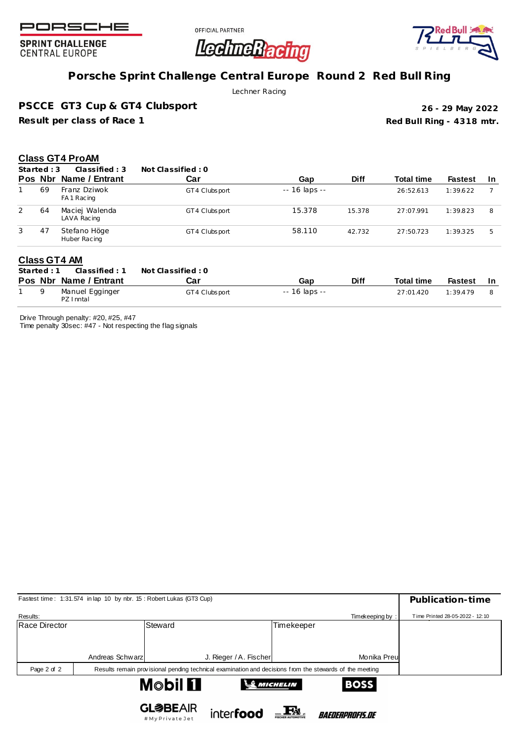PORSCHE SPRINT CHALLENGE CENTRAL EUROPE

OFFICIAL PARTNER LechneRacing

# Porsche Sprint Challenge Central Europe Round 2 Red Bull Ring

Lechner Racing

## PSCCE GT3 Cup & GT4 Clubsport

**Result per class of Race 1**

**26 - 29 May 2022**

**Red Bull Ring - 4318 mtr.**

### Class GT4 ProAM

**Started : 3 Classified : 3 Not Classified : 0**

| Pos | Nbr | Name / Entrant | Car | Gap | Diff | Total time | Fastest | In |
|---|---|---|---|---|---|---|---|---|
| 1 | 69 | Franz Dziwok<br>FA1 Racing | GT4 Clubsport | -- 16 laps -- | | 26:52.613 | 1:39.622 | 7 |
| 2 | 64 | Maciej Walenda<br>LAVA Racing | GT4 Clubsport | 15.378 | 15.378 | 27:07.991 | 1:39.823 | 8 |
| 3 | 47 | Stefano Höge<br>Huber Racing | GT4 Clubsport | 58.110 | 42.732 | 27:50.723 | 1:39.325 | 5 |

### Class GT4 AM

**Started : 1 Classified : 1 Not Classified : 0**

| Pos | Nbr | Name / Entrant | Car | Gap | Diff | Total time | Fastest | In |
|---|---|---|---|---|---|---|---|---|
| 1 | 9 | Manuel Egginger<br>PZ Inntal | GT4 Clubsport | -- 16 laps -- | | 27:01.420 | 1:39.479 | 8 |

Drive Through penalty: #20, #25, #47
Time penalty 30sec: #47 - Not respecting the flag signals

Fastest time : 1:31.574 in lap 10 by nbr. 15 : Robert Lukas (GT3 Cup)

**Publication-time**

Results:

Timekeeping by :

Time Printed 28-05-2022 - 12:10

| Race Director | Steward | Timekeeper |
|---|---|---|
| Andreas Schwarz | J. Rieger / A. Fischer | Monika Preu |

Results remain provisional pending technical examination and decisions from the stewards of the meeting

Mobil 1 MICHELIN BOSS GLOBEAIR #MyPrivateJet interfood FISCHER AUTOMOTIVE BAEDERPROFIS.DE